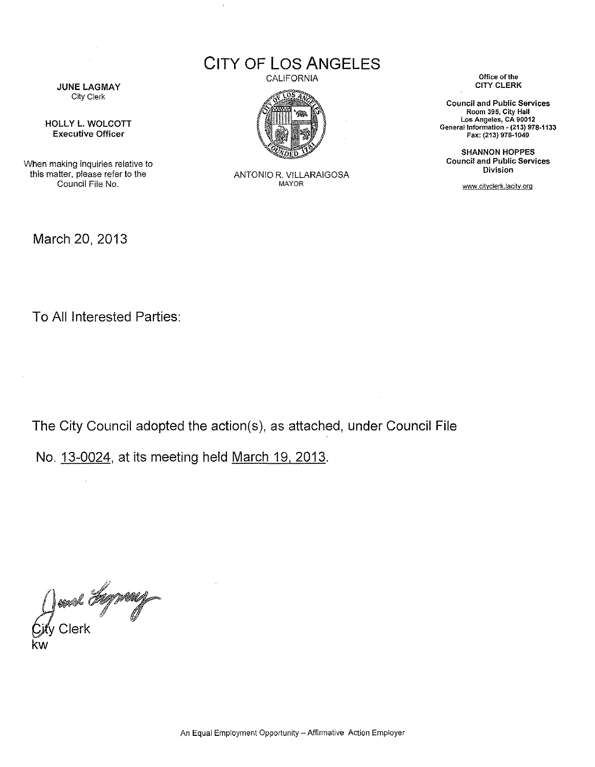# CITY OF LOS ANGELES

CALIFORNIA

**JUNE LAGMAY**
City Clerk

**HOLLY L. WOLCOTT**
**Executive Officer**

When making inquiries relative to this matter, please refer to the Council File No.

ANTONIO R. VILLARAIGOSA
MAYOR

Office of the
**CITY CLERK**

**Council and Public Services**
Room 395, City Hall
Los Angeles, CA 90012
General Information - (213) 978-1133
Fax: (213) 978-1040

**SHANNON HOPPES**
**Council and Public Services Division**

www.cityclerk.lacity.org

March 20, 2013

To All Interested Parties:

The City Council adopted the action(s), as attached, under Council File No. 13-0024, at its meeting held March 19, 2013.

City Clerk
kw

An Equal Employment Opportunity – Affirmative Action Employer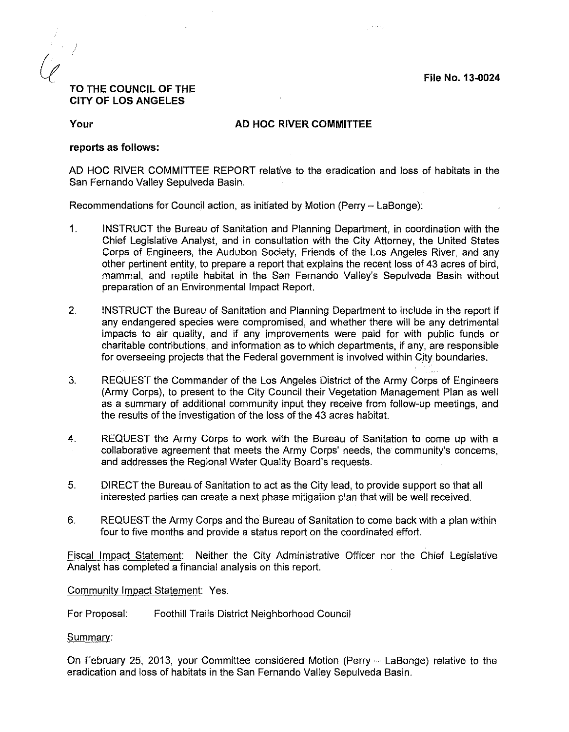File No. 13-0024

**TO THE COUNCIL OF THE CITY OF LOS ANGELES**

**Your** **AD HOC RIVER COMMITTEE**

**reports as follows:**

AD HOC RIVER COMMITTEE REPORT relative to the eradication and loss of habitats in the San Fernando Valley Sepulveda Basin.

Recommendations for Council action, as initiated by Motion (Perry – LaBonge):

1. INSTRUCT the Bureau of Sanitation and Planning Department, in coordination with the Chief Legislative Analyst, and in consultation with the City Attorney, the United States Corps of Engineers, the Audubon Society, Friends of the Los Angeles River, and any other pertinent entity, to prepare a report that explains the recent loss of 43 acres of bird, mammal, and reptile habitat in the San Fernando Valley's Sepulveda Basin without preparation of an Environmental Impact Report.

2. INSTRUCT the Bureau of Sanitation and Planning Department to include in the report if any endangered species were compromised, and whether there will be any detrimental impacts to air quality, and if any improvements were paid for with public funds or charitable contributions, and information as to which departments, if any, are responsible for overseeing projects that the Federal government is involved within City boundaries.

3. REQUEST the Commander of the Los Angeles District of the Army Corps of Engineers (Army Corps), to present to the City Council their Vegetation Management Plan as well as a summary of additional community input they receive from follow-up meetings, and the results of the investigation of the loss of the 43 acres habitat.

4. REQUEST the Army Corps to work with the Bureau of Sanitation to come up with a collaborative agreement that meets the Army Corps' needs, the community's concerns, and addresses the Regional Water Quality Board's requests.

5. DIRECT the Bureau of Sanitation to act as the City lead, to provide support so that all interested parties can create a next phase mitigation plan that will be well received.

6. REQUEST the Army Corps and the Bureau of Sanitation to come back with a plan within four to five months and provide a status report on the coordinated effort.

Fiscal Impact Statement: Neither the City Administrative Officer nor the Chief Legislative Analyst has completed a financial analysis on this report.

Community Impact Statement: Yes.

For Proposal: Foothill Trails District Neighborhood Council

Summary:

On February 25, 2013, your Committee considered Motion (Perry – LaBonge) relative to the eradication and loss of habitats in the San Fernando Valley Sepulveda Basin.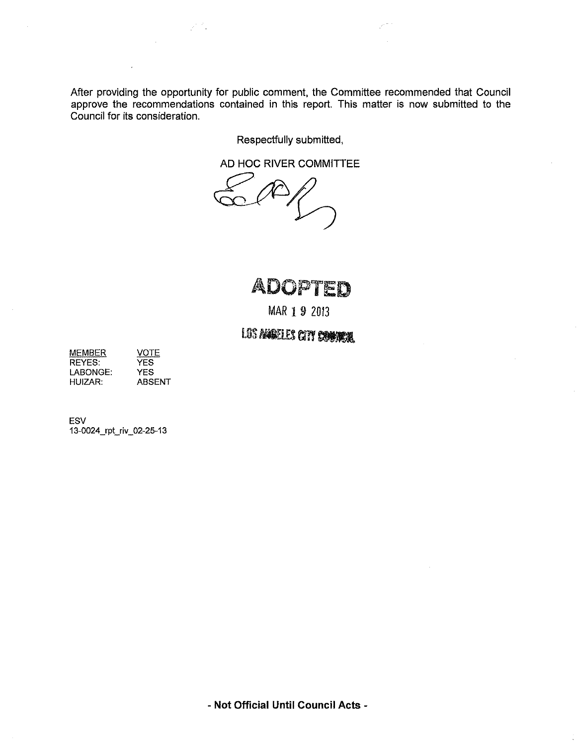After providing the opportunity for public comment, the Committee recommended that Council approve the recommendations contained in this report. This matter is now submitted to the Council for its consideration.

Respectfully submitted,

AD HOC RIVER COMMITTEE

**ADOPTED**

MAR 19 2013

LOS ANGELES CITY COUNCIL

| MEMBER | VOTE |
|---|---|
| REYES: | YES |
| LABONGE: | YES |
| HUIZAR: | ABSENT |

ESV
13-0024_rpt_riv_02-25-13

**- Not Official Until Council Acts -**